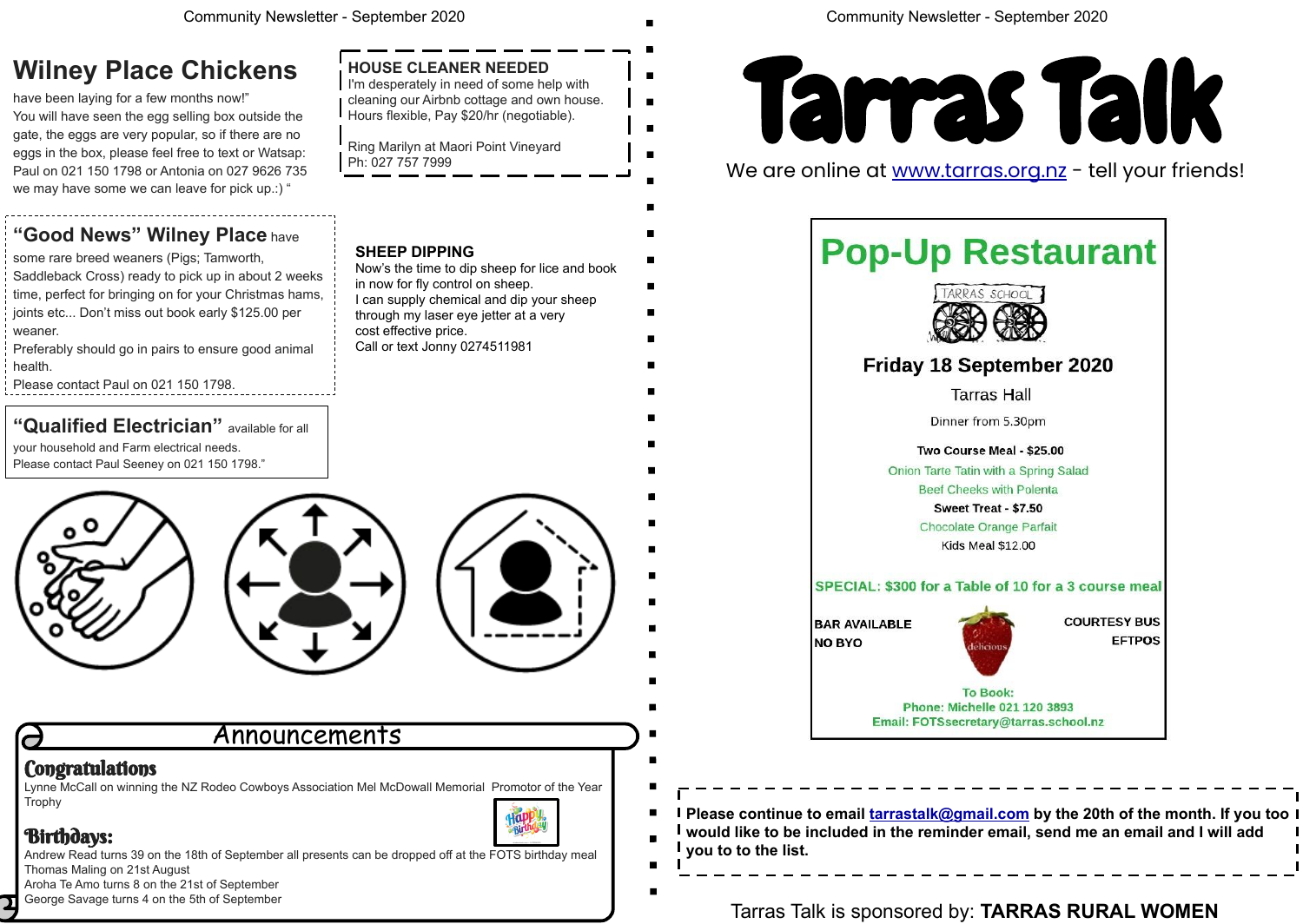## Wilney Place Chickens

have been laying for a few months now!"
You will have seen the egg selling box outside the gate, the eggs are very popular, so if there are no eggs in the box, please feel free to text or Watsap: Paul on 021 150 1798 or Antonia on 027 9626 735 we may have some we can leave for pick up.:) "

### HOUSE CLEANER NEEDED

I'm desperately in need of some help with cleaning our Airbnb cottage and own house. Hours flexible, Pay $20/hr (negotiable).

Ring Marilyn at Maori Point Vineyard
Ph: 027 757 7999

### "Good News" Wilney Place have

some rare breed weaners (Pigs; Tamworth, Saddleback Cross) ready to pick up in about 2 weeks time, perfect for bringing on for your Christmas hams, joints etc... Don't miss out book early $125.00 per weaner.
Preferably should go in pairs to ensure good animal health.
Please contact Paul on 021 150 1798.

### SHEEP DIPPING

Now's the time to dip sheep for lice and book in now for fly control on sheep.
I can supply chemical and dip your sheep through my laser eye jetter at a very cost effective price.
Call or text Jonny 0274511981

### "Qualified Electrician" available for all

your household and Farm electrical needs.
Please contact Paul Seeney on 021 150 1798."

## Announcements

### Congratulations

Lynne McCall on winning the NZ Rodeo Cowboys Association Mel McDowall Memorial Promotor of the Year Trophy

### Birthdays:

Andrew Read turns 39 on the 18th of September all presents can be dropped off at the FOTS birthday meal
Thomas Maling on 21st August
Aroha Te Amo turns 8 on the 21st of September
George Savage turns 4 on the 5th of September

# Tarras Talk

We are online at www.tarras.org.nz - tell your friends!

## Pop-Up Restaurant

TARRAS SCHOOL

**Friday 18 September 2020**

Tarras Hall

Dinner from 5.30pm

**Two Course Meal - $25.00**
Onion Tarte Tatin with a Spring Salad
Beef Cheeks with Polenta
**Sweet Treat - $7.50**
Chocolate Orange Parfait
Kids Meal $12.00

**SPECIAL: $300 for a Table of 10 for a 3 course meal**

**BAR AVAILABLE**
**NO BYO**

**COURTESY BUS**
**EFTPOS**

delicious

**To Book:**
**Phone: Michelle 021 120 3893**
**Email: FOTSsecretary@tarras.school.nz**

**Please continue to email tarrastalk@gmail.com by the 20th of the month. If you too would like to be included in the reminder email, send me an email and I will add you to to the list.**

Tarras Talk is sponsored by: **TARRAS RURAL WOMEN**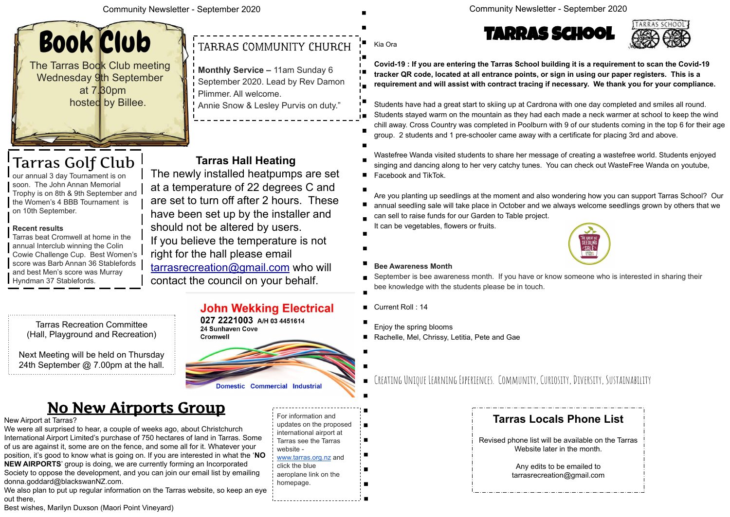# Book Club

The Tarras Book Club meeting Wednesday 9th September at 7.30pm hosted by Billee.

## TARRAS COMMUNITY CHURCH

**Monthly Service –** 11am Sunday 6 September 2020. Lead by Rev Damon Plimmer. All welcome.

Annie Snow & Lesley Purvis on duty."

## Tarras Golf Club

our annual 3 day Tournament is on soon. The John Annan Memorial Trophy is on 8th & 9th September and the Women's 4 BBB Tournament is on 10th September.

**Recent results**

Tarras beat Cromwell at home in the annual Interclub winning the Colin Cowie Challenge Cup. Best Women's score was Barb Annan 36 Stablefords and best Men's score was Murray Hyndman 37 Stablefords.

## Tarras Hall Heating

The newly installed heatpumps are set at a temperature of 22 degrees C and are set to turn off after 2 hours. These have been set up by the installer and should not be altered by users.

If you believe the temperature is not right for the hall please email tarrasrecreation@gmail.com who will contact the council on your behalf.

Tarras Recreation Committee
(Hall, Playground and Recreation)

Next Meeting will be held on Thursday 24th September @ 7.00pm at the hall.

**John Wekking Electrical**
**027 2221003** A/H 03 4451614
24 Sunhaven Cove
Cromwell

Domestic Commercial Industrial

## No New Airports Group

New Airport at Tarras?

We were all surprised to hear, a couple of weeks ago, about Christchurch International Airport Limited's purchase of 750 hectares of land in Tarras. Some of us are against it, some are on the fence, and some all for it. Whatever your position, it's good to know what is going on. If you are interested in what the '**NO NEW AIRPORTS**' group is doing, we are currently forming an Incorporated Society to oppose the development, and you can join our email list by emailing donna.goddard@blackswanNZ.com.

We also plan to put up regular information on the Tarras website, so keep an eye out there,

Best wishes, Marilyn Duxson (Maori Point Vineyard)

For information and updates on the proposed international airport at Tarras see the Tarras website - www.tarras.org.nz and click the blue aeroplane link on the homepage.

# TARRAS SCHOOL

Kia Ora

**Covid-19 : If you are entering the Tarras School building it is a requirement to scan the Covid-19 tracker QR code, located at all entrance points, or sign in using our paper registers. This is a requirement and will assist with contract tracing if necessary. We thank you for your compliance.**

Students have had a great start to skiing up at Cardrona with one day completed and smiles all round. Students stayed warm on the mountain as they had each made a neck warmer at school to keep the wind chill away. Cross Country was completed in Poolburn with 9 of our students coming in the top 6 for their age group. 2 students and 1 pre-schooler came away with a certificate for placing 3rd and above.

Wastefree Wanda visited students to share her message of creating a wastefree world. Students enjoyed singing and dancing along to her very catchy tunes. You can check out WasteFree Wanda on youtube, Facebook and TikTok.

Are you planting up seedlings at the moment and also wondering how you can support Tarras School? Our annual seedling sale will take place in October and we always welcome seedlings grown by others that we can sell to raise funds for our Garden to Table project.

It can be vegetables, flowers or fruits.

**Bee Awareness Month**

September is bee awareness month. If you have or know someone who is interested in sharing their bee knowledge with the students please be in touch.

Current Roll : 14

Enjoy the spring blooms

Rachelle, Mel, Chrissy, Letitia, Pete and Gae

Creating Unique Learning Experiences. Community, Curiosity, Diversity, Sustainability

## Tarras Locals Phone List

Revised phone list will be available on the Tarras Website later in the month.

Any edits to be emailed to tarrasrecreation@gmail.com